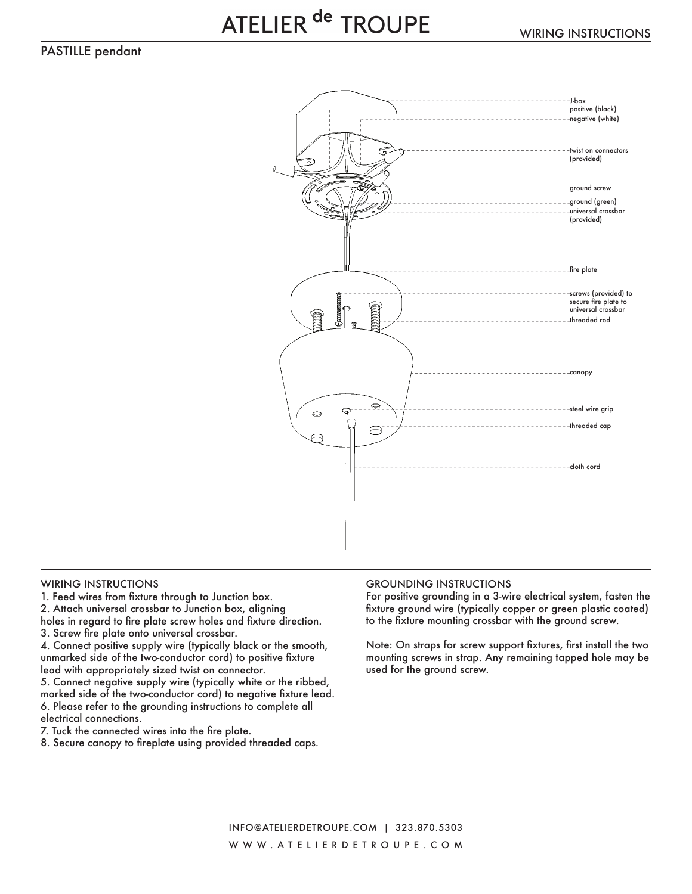# ATELIER de TROUPE

WIRING INSTRUCTIONS

## PASTILLE pendant

J-box
positive (black)
negative (white)

twist on connectors (provided)

ground screw

ground (green)
universal crossbar (provided)

fire plate

screws (provided) to secure fire plate to universal crossbar

threaded rod

canopy

steel wire grip

threaded cap

cloth cord

### WIRING INSTRUCTIONS

1. Feed wires from fixture through to Junction box.
2. Attach universal crossbar to Junction box, aligning holes in regard to fire plate screw holes and fixture direction.
3. Screw fire plate onto universal crossbar.
4. Connect positive supply wire (typically black or the smooth, unmarked side of the two-conductor cord) to positive fixture lead with appropriately sized twist on connector.
5. Connect negative supply wire (typically white or the ribbed, marked side of the two-conductor cord) to negative fixture lead.
6. Please refer to the grounding instructions to complete all electrical connections.
7. Tuck the connected wires into the fire plate.
8. Secure canopy to fireplate using provided threaded caps.

### GROUNDING INSTRUCTIONS

For positive grounding in a 3-wire electrical system, fasten the fixture ground wire (typically copper or green plastic coated) to the fixture mounting crossbar with the ground screw.

Note: On straps for screw support fixtures, first install the two mounting screws in strap. Any remaining tapped hole may be used for the ground screw.

INFO@ATELIERDETROUPE.COM | 323.870.5303

WWW.ATELIERDETROUPE.COM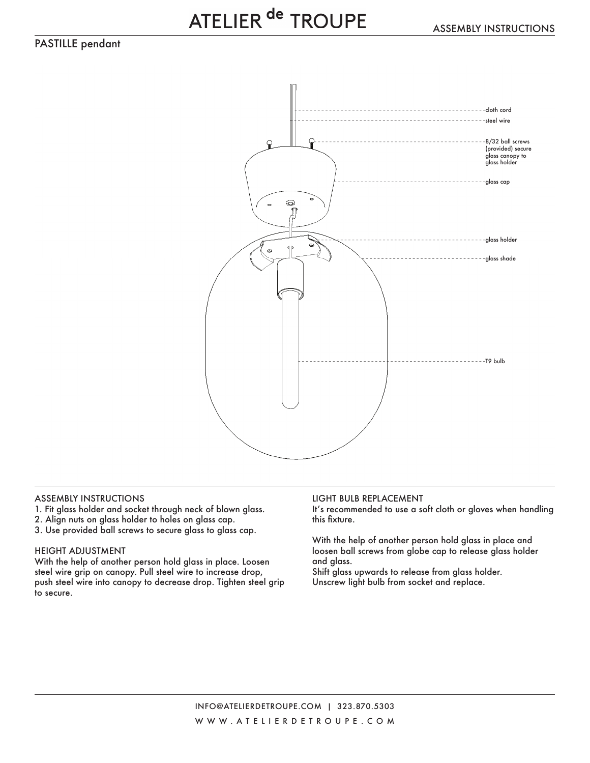# ATELIER de TROUPE

ASSEMBLY INSTRUCTIONS

## PASTILLE pendant

cloth cord

steel wire

8/32 ball screws (provided) secure glass canopy to glass holder

glass cap

glass holder

glass shade

T9 bulb

### ASSEMBLY INSTRUCTIONS

1. Fit glass holder and socket through neck of blown glass.
2. Align nuts on glass holder to holes on glass cap.
3. Use provided ball screws to secure glass to glass cap.

### HEIGHT ADJUSTMENT

With the help of another person hold glass in place. Loosen steel wire grip on canopy. Pull steel wire to increase drop, push steel wire into canopy to decrease drop. Tighten steel grip to secure.

### LIGHT BULB REPLACEMENT

It's recommended to use a soft cloth or gloves when handling this fixture.

With the help of another person hold glass in place and loosen ball screws from globe cap to release glass holder and glass.
Shift glass upwards to release from glass holder.
Unscrew light bulb from socket and replace.

INFO@ATELIERDETROUPE.COM | 323.870.5303

W W W . A T E L I E R D E T R O U P E . C O M